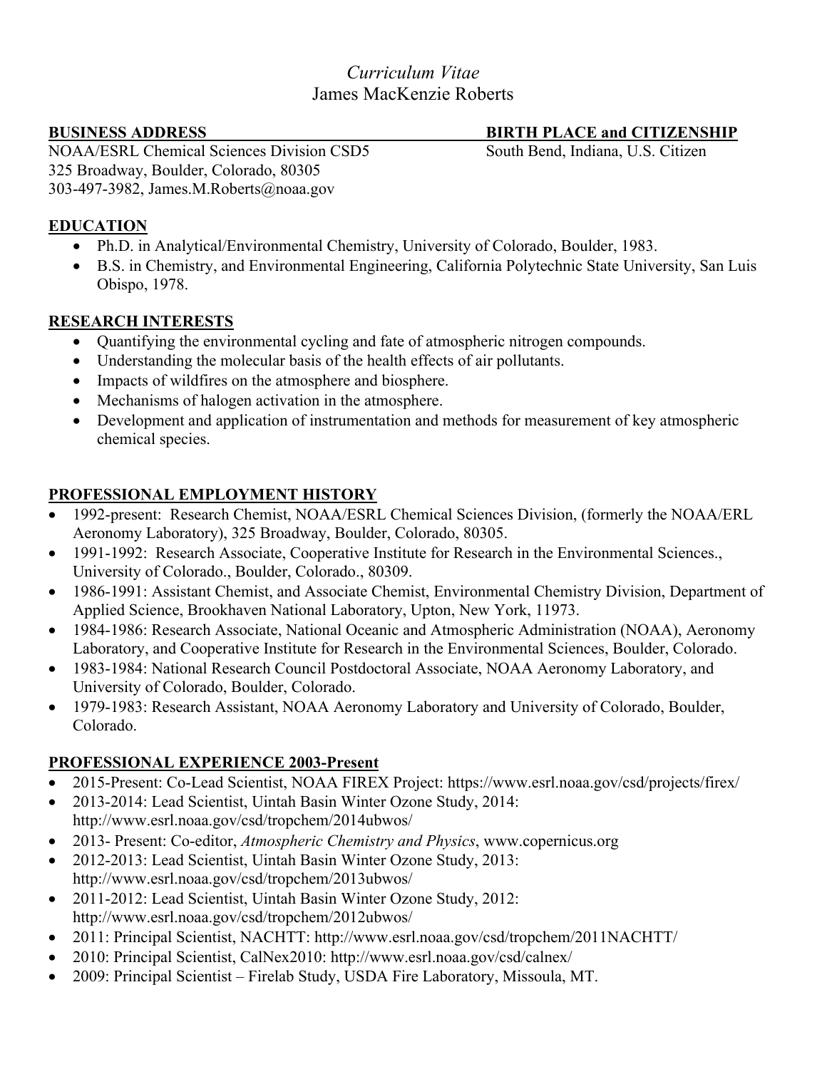# *Curriculum Vitae*
# James MacKenzie Roberts

**BUSINESS ADDRESS**
NOAA/ESRL Chemical Sciences Division CSD5
325 Broadway, Boulder, Colorado, 80305
303-497-3982, James.M.Roberts@noaa.gov

**BIRTH PLACE and CITIZENSHIP**
South Bend, Indiana, U.S. Citizen

## EDUCATION

- Ph.D. in Analytical/Environmental Chemistry, University of Colorado, Boulder, 1983.
- B.S. in Chemistry, and Environmental Engineering, California Polytechnic State University, San Luis Obispo, 1978.

## RESEARCH INTERESTS

- Quantifying the environmental cycling and fate of atmospheric nitrogen compounds.
- Understanding the molecular basis of the health effects of air pollutants.
- Impacts of wildfires on the atmosphere and biosphere.
- Mechanisms of halogen activation in the atmosphere.
- Development and application of instrumentation and methods for measurement of key atmospheric chemical species.

## PROFESSIONAL EMPLOYMENT HISTORY

- 1992-present: Research Chemist, NOAA/ESRL Chemical Sciences Division, (formerly the NOAA/ERL Aeronomy Laboratory), 325 Broadway, Boulder, Colorado, 80305.
- 1991-1992: Research Associate, Cooperative Institute for Research in the Environmental Sciences., University of Colorado., Boulder, Colorado., 80309.
- 1986-1991: Assistant Chemist, and Associate Chemist, Environmental Chemistry Division, Department of Applied Science, Brookhaven National Laboratory, Upton, New York, 11973.
- 1984-1986: Research Associate, National Oceanic and Atmospheric Administration (NOAA), Aeronomy Laboratory, and Cooperative Institute for Research in the Environmental Sciences, Boulder, Colorado.
- 1983-1984: National Research Council Postdoctoral Associate, NOAA Aeronomy Laboratory, and University of Colorado, Boulder, Colorado.
- 1979-1983: Research Assistant, NOAA Aeronomy Laboratory and University of Colorado, Boulder, Colorado.

## PROFESSIONAL EXPERIENCE 2003-Present

- 2015-Present: Co-Lead Scientist, NOAA FIREX Project: https://www.esrl.noaa.gov/csd/projects/firex/
- 2013-2014: Lead Scientist, Uintah Basin Winter Ozone Study, 2014: http://www.esrl.noaa.gov/csd/tropchem/2014ubwos/
- 2013- Present: Co-editor, *Atmospheric Chemistry and Physics*, www.copernicus.org
- 2012-2013: Lead Scientist, Uintah Basin Winter Ozone Study, 2013: http://www.esrl.noaa.gov/csd/tropchem/2013ubwos/
- 2011-2012: Lead Scientist, Uintah Basin Winter Ozone Study, 2012: http://www.esrl.noaa.gov/csd/tropchem/2012ubwos/
- 2011: Principal Scientist, NACHTT: http://www.esrl.noaa.gov/csd/tropchem/2011NACHTT/
- 2010: Principal Scientist, CalNex2010: http://www.esrl.noaa.gov/csd/calnex/
- 2009: Principal Scientist – Firelab Study, USDA Fire Laboratory, Missoula, MT.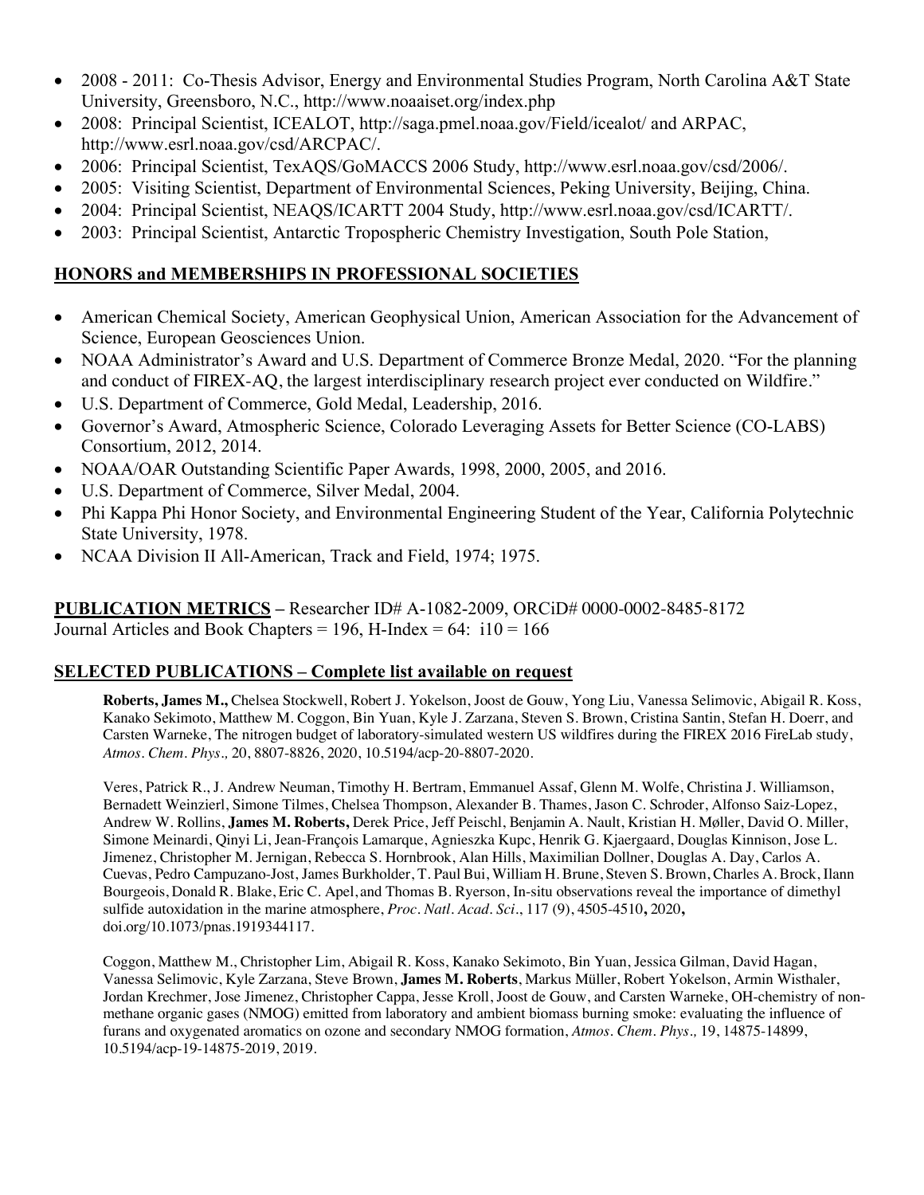- 2008 - 2011: Co-Thesis Advisor, Energy and Environmental Studies Program, North Carolina A&T State University, Greensboro, N.C., http://www.noaaiset.org/index.php
- 2008: Principal Scientist, ICEALOT, http://saga.pmel.noaa.gov/Field/icealot/ and ARPAC, http://www.esrl.noaa.gov/csd/ARCPAC/.
- 2006: Principal Scientist, TexAQS/GoMACCS 2006 Study, http://www.esrl.noaa.gov/csd/2006/.
- 2005: Visiting Scientist, Department of Environmental Sciences, Peking University, Beijing, China.
- 2004: Principal Scientist, NEAQS/ICARTT 2004 Study, http://www.esrl.noaa.gov/csd/ICARTT/.
- 2003: Principal Scientist, Antarctic Tropospheric Chemistry Investigation, South Pole Station,

## HONORS and MEMBERSHIPS IN PROFESSIONAL SOCIETIES

- American Chemical Society, American Geophysical Union, American Association for the Advancement of Science, European Geosciences Union.
- NOAA Administrator's Award and U.S. Department of Commerce Bronze Medal, 2020. "For the planning and conduct of FIREX-AQ, the largest interdisciplinary research project ever conducted on Wildfire."
- U.S. Department of Commerce, Gold Medal, Leadership, 2016.
- Governor's Award, Atmospheric Science, Colorado Leveraging Assets for Better Science (CO-LABS) Consortium, 2012, 2014.
- NOAA/OAR Outstanding Scientific Paper Awards, 1998, 2000, 2005, and 2016.
- U.S. Department of Commerce, Silver Medal, 2004.
- Phi Kappa Phi Honor Society, and Environmental Engineering Student of the Year, California Polytechnic State University, 1978.
- NCAA Division II All-American, Track and Field, 1974; 1975.

**PUBLICATION METRICS** – Researcher ID# A-1082-2009, ORCiD# 0000-0002-8485-8172
Journal Articles and Book Chapters = 196, H-Index = 64: i10 = 166

## SELECTED PUBLICATIONS – Complete list available on request

**Roberts, James M.,** Chelsea Stockwell, Robert J. Yokelson, Joost de Gouw, Yong Liu, Vanessa Selimovic, Abigail R. Koss, Kanako Sekimoto, Matthew M. Coggon, Bin Yuan, Kyle J. Zarzana, Steven S. Brown, Cristina Santin, Stefan H. Doerr, and Carsten Warneke, The nitrogen budget of laboratory-simulated western US wildfires during the FIREX 2016 FireLab study, *Atmos. Chem. Phys.,* 20, 8807-8826, 2020, 10.5194/acp-20-8807-2020.

Veres, Patrick R., J. Andrew Neuman, Timothy H. Bertram, Emmanuel Assaf, Glenn M. Wolfe, Christina J. Williamson, Bernadett Weinzierl, Simone Tilmes, Chelsea Thompson, Alexander B. Thames, Jason C. Schroder, Alfonso Saiz-Lopez, Andrew W. Rollins, **James M. Roberts,** Derek Price, Jeff Peischl, Benjamin A. Nault, Kristian H. Møller, David O. Miller, Simone Meinardi, Qinyi Li, Jean-François Lamarque, Agnieszka Kupc, Henrik G. Kjaergaard, Douglas Kinnison, Jose L. Jimenez, Christopher M. Jernigan, Rebecca S. Hornbrook, Alan Hills, Maximilian Dollner, Douglas A. Day, Carlos A. Cuevas, Pedro Campuzano-Jost, James Burkholder, T. Paul Bui, William H. Brune, Steven S. Brown, Charles A. Brock, Ilann Bourgeois, Donald R. Blake, Eric C. Apel, and Thomas B. Ryerson, In-situ observations reveal the importance of dimethyl sulfide autoxidation in the marine atmosphere, *Proc. Natl. Acad. Sci*., 117 (9), 4505-4510**,** 2020**,** doi.org/10.1073/pnas.1919344117.

Coggon, Matthew M., Christopher Lim, Abigail R. Koss, Kanako Sekimoto, Bin Yuan, Jessica Gilman, David Hagan, Vanessa Selimovic, Kyle Zarzana, Steve Brown, **James M. Roberts**, Markus Müller, Robert Yokelson, Armin Wisthaler, Jordan Krechmer, Jose Jimenez, Christopher Cappa, Jesse Kroll, Joost de Gouw, and Carsten Warneke, OH-chemistry of non-methane organic gases (NMOG) emitted from laboratory and ambient biomass burning smoke: evaluating the influence of furans and oxygenated aromatics on ozone and secondary NMOG formation, *Atmos. Chem. Phys.,* 19, 14875-14899, 10.5194/acp-19-14875-2019, 2019.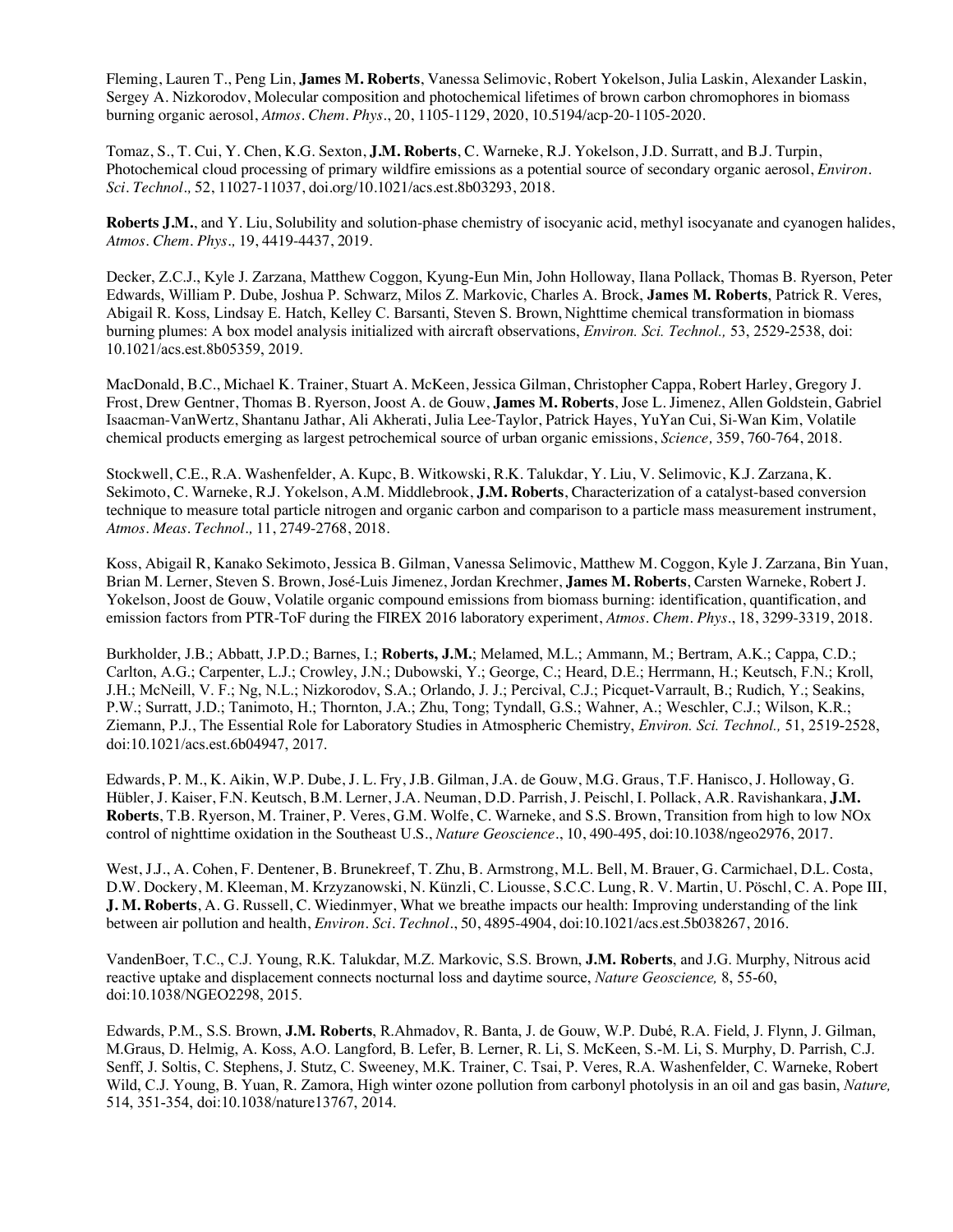Fleming, Lauren T., Peng Lin, **James M. Roberts**, Vanessa Selimovic, Robert Yokelson, Julia Laskin, Alexander Laskin, Sergey A. Nizkorodov, Molecular composition and photochemical lifetimes of brown carbon chromophores in biomass burning organic aerosol, *Atmos. Chem. Phys.*, 20, 1105-1129, 2020, 10.5194/acp-20-1105-2020.

Tomaz, S., T. Cui, Y. Chen, K.G. Sexton, **J.M. Roberts**, C. Warneke, R.J. Yokelson, J.D. Surratt, and B.J. Turpin, Photochemical cloud processing of primary wildfire emissions as a potential source of secondary organic aerosol, *Environ. Sci. Technol.,* 52, 11027-11037, doi.org/10.1021/acs.est.8b03293, 2018.

**Roberts J.M.**, and Y. Liu, Solubility and solution-phase chemistry of isocyanic acid, methyl isocyanate and cyanogen halides, *Atmos. Chem. Phys.,* 19, 4419-4437, 2019.

Decker, Z.C.J., Kyle J. Zarzana, Matthew Coggon, Kyung-Eun Min, John Holloway, Ilana Pollack, Thomas B. Ryerson, Peter Edwards, William P. Dube, Joshua P. Schwarz, Milos Z. Markovic, Charles A. Brock, **James M. Roberts**, Patrick R. Veres, Abigail R. Koss, Lindsay E. Hatch, Kelley C. Barsanti, Steven S. Brown, Nighttime chemical transformation in biomass burning plumes: A box model analysis initialized with aircraft observations, *Environ. Sci. Technol.,* 53, 2529-2538, doi: 10.1021/acs.est.8b05359, 2019.

MacDonald, B.C., Michael K. Trainer, Stuart A. McKeen, Jessica Gilman, Christopher Cappa, Robert Harley, Gregory J. Frost, Drew Gentner, Thomas B. Ryerson, Joost A. de Gouw, **James M. Roberts**, Jose L. Jimenez, Allen Goldstein, Gabriel Isaacman-VanWertz, Shantanu Jathar, Ali Akherati, Julia Lee-Taylor, Patrick Hayes, YuYan Cui, Si-Wan Kim, Volatile chemical products emerging as largest petrochemical source of urban organic emissions, *Science,* 359, 760-764, 2018.

Stockwell, C.E., R.A. Washenfelder, A. Kupc, B. Witkowski, R.K. Talukdar, Y. Liu, V. Selimovic, K.J. Zarzana, K. Sekimoto, C. Warneke, R.J. Yokelson, A.M. Middlebrook, **J.M. Roberts**, Characterization of a catalyst-based conversion technique to measure total particle nitrogen and organic carbon and comparison to a particle mass measurement instrument, *Atmos. Meas. Technol.,* 11, 2749-2768, 2018.

Koss, Abigail R, Kanako Sekimoto, Jessica B. Gilman, Vanessa Selimovic, Matthew M. Coggon, Kyle J. Zarzana, Bin Yuan, Brian M. Lerner, Steven S. Brown, José-Luis Jimenez, Jordan Krechmer, **James M. Roberts**, Carsten Warneke, Robert J. Yokelson, Joost de Gouw, Volatile organic compound emissions from biomass burning: identification, quantification, and emission factors from PTR-ToF during the FIREX 2016 laboratory experiment, *Atmos. Chem. Phys.*, 18, 3299-3319, 2018.

Burkholder, J.B.; Abbatt, J.P.D.; Barnes, I.; **Roberts, J.M.**; Melamed, M.L.; Ammann, M.; Bertram, A.K.; Cappa, C.D.; Carlton, A.G.; Carpenter, L.J.; Crowley, J.N.; Dubowski, Y.; George, C.; Heard, D.E.; Herrmann, H.; Keutsch, F.N.; Kroll, J.H.; McNeill, V. F.; Ng, N.L.; Nizkorodov, S.A.; Orlando, J. J.; Percival, C.J.; Picquet-Varrault, B.; Rudich, Y.; Seakins, P.W.; Surratt, J.D.; Tanimoto, H.; Thornton, J.A.; Zhu, Tong; Tyndall, G.S.; Wahner, A.; Weschler, C.J.; Wilson, K.R.; Ziemann, P.J., The Essential Role for Laboratory Studies in Atmospheric Chemistry, *Environ. Sci. Technol.,* 51, 2519-2528, doi:10.1021/acs.est.6b04947, 2017.

Edwards, P. M., K. Aikin, W.P. Dube, J. L. Fry, J.B. Gilman, J.A. de Gouw, M.G. Graus, T.F. Hanisco, J. Holloway, G. Hübler, J. Kaiser, F.N. Keutsch, B.M. Lerner, J.A. Neuman, D.D. Parrish, J. Peischl, I. Pollack, A.R. Ravishankara, **J.M. Roberts**, T.B. Ryerson, M. Trainer, P. Veres, G.M. Wolfe, C. Warneke, and S.S. Brown, Transition from high to low NOx control of nighttime oxidation in the Southeast U.S., *Nature Geoscience*., 10, 490-495, doi:10.1038/ngeo2976, 2017.

West, J.J., A. Cohen, F. Dentener, B. Brunekreef, T. Zhu, B. Armstrong, M.L. Bell, M. Brauer, G. Carmichael, D.L. Costa, D.W. Dockery, M. Kleeman, M. Krzyzanowski, N. Künzli, C. Liousse, S.C.C. Lung, R. V. Martin, U. Pöschl, C. A. Pope III, **J. M. Roberts**, A. G. Russell, C. Wiedinmyer, What we breathe impacts our health: Improving understanding of the link between air pollution and health, *Environ. Sci. Technol*., 50, 4895-4904, doi:10.1021/acs.est.5b038267, 2016.

VandenBoer, T.C., C.J. Young, R.K. Talukdar, M.Z. Markovic, S.S. Brown, **J.M. Roberts**, and J.G. Murphy, Nitrous acid reactive uptake and displacement connects nocturnal loss and daytime source, *Nature Geoscience,* 8, 55-60, doi:10.1038/NGEO2298, 2015.

Edwards, P.M., S.S. Brown, **J.M. Roberts**, R.Ahmadov, R. Banta, J. de Gouw, W.P. Dubé, R.A. Field, J. Flynn, J. Gilman, M.Graus, D. Helmig, A. Koss, A.O. Langford, B. Lefer, B. Lerner, R. Li, S. McKeen, S.-M. Li, S. Murphy, D. Parrish, C.J. Senff, J. Soltis, C. Stephens, J. Stutz, C. Sweeney, M.K. Trainer, C. Tsai, P. Veres, R.A. Washenfelder, C. Warneke, Robert Wild, C.J. Young, B. Yuan, R. Zamora, High winter ozone pollution from carbonyl photolysis in an oil and gas basin, *Nature,* 514, 351-354, doi:10.1038/nature13767, 2014.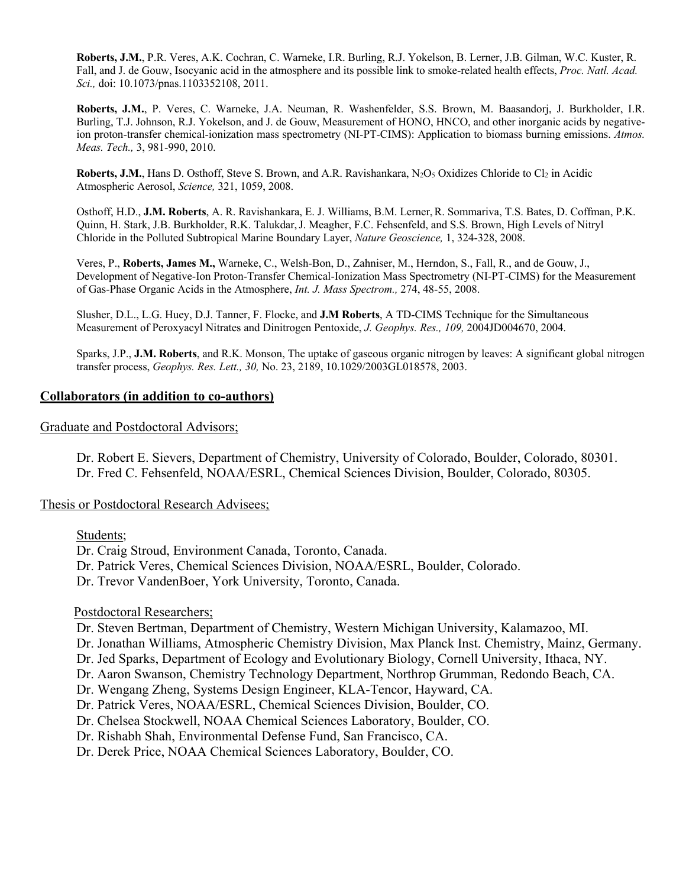**Roberts, J.M.**, P.R. Veres, A.K. Cochran, C. Warneke, I.R. Burling, R.J. Yokelson, B. Lerner, J.B. Gilman, W.C. Kuster, R. Fall, and J. de Gouw, Isocyanic acid in the atmosphere and its possible link to smoke-related health effects, *Proc. Natl. Acad. Sci.,* doi: 10.1073/pnas.1103352108, 2011.

**Roberts, J.M.**, P. Veres, C. Warneke, J.A. Neuman, R. Washenfelder, S.S. Brown, M. Baasandorj, J. Burkholder, I.R. Burling, T.J. Johnson, R.J. Yokelson, and J. de Gouw, Measurement of HONO, HNCO, and other inorganic acids by negative-ion proton-transfer chemical-ionization mass spectrometry (NI-PT-CIMS): Application to biomass burning emissions. *Atmos. Meas. Tech.,* 3, 981-990, 2010.

**Roberts, J.M.**, Hans D. Osthoff, Steve S. Brown, and A.R. Ravishankara, $N_2O_5$ Oxidizes Chloride to $Cl_2$ in Acidic Atmospheric Aerosol, *Science,* 321, 1059, 2008.

Osthoff, H.D., **J.M. Roberts**, A. R. Ravishankara, E. J. Williams, B.M. Lerner, R. Sommariva, T.S. Bates, D. Coffman, P.K. Quinn, H. Stark, J.B. Burkholder, R.K. Talukdar, J. Meagher, F.C. Fehsenfeld, and S.S. Brown, High Levels of Nitryl Chloride in the Polluted Subtropical Marine Boundary Layer, *Nature Geoscience,* 1, 324-328, 2008.

Veres, P., **Roberts, James M.,** Warneke, C., Welsh-Bon, D., Zahniser, M., Herndon, S., Fall, R., and de Gouw, J., Development of Negative-Ion Proton-Transfer Chemical-Ionization Mass Spectrometry (NI-PT-CIMS) for the Measurement of Gas-Phase Organic Acids in the Atmosphere, *Int. J. Mass Spectrom.,* 274, 48-55, 2008.

Slusher, D.L., L.G. Huey, D.J. Tanner, F. Flocke, and **J.M Roberts**, A TD-CIMS Technique for the Simultaneous Measurement of Peroxyacyl Nitrates and Dinitrogen Pentoxide, *J. Geophys. Res., 109,* 2004JD004670, 2004.

Sparks, J.P., **J.M. Roberts**, and R.K. Monson, The uptake of gaseous organic nitrogen by leaves: A significant global nitrogen transfer process, *Geophys. Res. Lett., 30,* No. 23, 2189, 10.1029/2003GL018578, 2003.

## Collaborators (in addition to co-authors)

Graduate and Postdoctoral Advisors;

Dr. Robert E. Sievers, Department of Chemistry, University of Colorado, Boulder, Colorado, 80301.
Dr. Fred C. Fehsenfeld, NOAA/ESRL, Chemical Sciences Division, Boulder, Colorado, 80305.

Thesis or Postdoctoral Research Advisees;

Students;
Dr. Craig Stroud, Environment Canada, Toronto, Canada.
Dr. Patrick Veres, Chemical Sciences Division, NOAA/ESRL, Boulder, Colorado.
Dr. Trevor VandenBoer, York University, Toronto, Canada.

Postdoctoral Researchers;
Dr. Steven Bertman, Department of Chemistry, Western Michigan University, Kalamazoo, MI.
Dr. Jonathan Williams, Atmospheric Chemistry Division, Max Planck Inst. Chemistry, Mainz, Germany.
Dr. Jed Sparks, Department of Ecology and Evolutionary Biology, Cornell University, Ithaca, NY.
Dr. Aaron Swanson, Chemistry Technology Department, Northrop Grumman, Redondo Beach, CA.
Dr. Wengang Zheng, Systems Design Engineer, KLA-Tencor, Hayward, CA.
Dr. Patrick Veres, NOAA/ESRL, Chemical Sciences Division, Boulder, CO.
Dr. Chelsea Stockwell, NOAA Chemical Sciences Laboratory, Boulder, CO.
Dr. Rishabh Shah, Environmental Defense Fund, San Francisco, CA.
Dr. Derek Price, NOAA Chemical Sciences Laboratory, Boulder, CO.